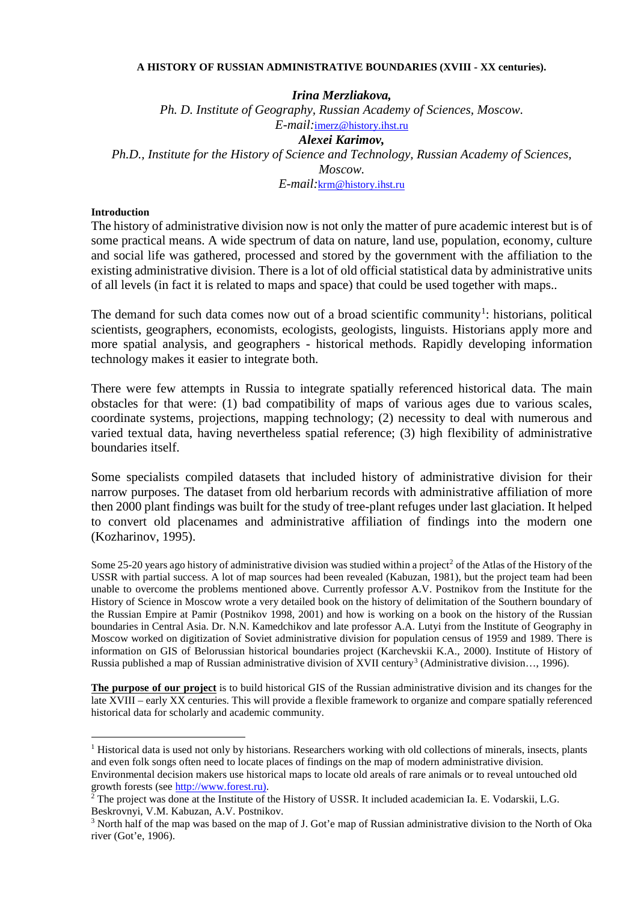# A HISTORY OF RUSSIAN ADMINISTRATIVE BOUNDARIES (XVIII - XX centuries).

***Irina Merzliakova,***
*Ph. D. Institute of Geography, Russian Academy of Sciences, Moscow.*
*E-mail:*imerz@history.ihst.ru

***Alexei Karimov,***
*Ph.D., Institute for the History of Science and Technology, Russian Academy of Sciences, Moscow.*
*E-mail:*krm@history.ihst.ru

**Introduction**

The history of administrative division now is not only the matter of pure academic interest but is of some practical means. A wide spectrum of data on nature, land use, population, economy, culture and social life was gathered, processed and stored by the government with the affiliation to the existing administrative division. There is a lot of old official statistical data by administrative units of all levels (in fact it is related to maps and space) that could be used together with maps..

The demand for such data comes now out of a broad scientific community[1]: historians, political scientists, geographers, economists, ecologists, geologists, linguists. Historians apply more and more spatial analysis, and geographers - historical methods. Rapidly developing information technology makes it easier to integrate both.

There were few attempts in Russia to integrate spatially referenced historical data. The main obstacles for that were: (1) bad compatibility of maps of various ages due to various scales, coordinate systems, projections, mapping technology; (2) necessity to deal with numerous and varied textual data, having nevertheless spatial reference; (3) high flexibility of administrative boundaries itself.

Some specialists compiled datasets that included history of administrative division for their narrow purposes. The dataset from old herbarium records with administrative affiliation of more then 2000 plant findings was built for the study of tree-plant refuges under last glaciation. It helped to convert old placenames and administrative affiliation of findings into the modern one (Kozharinov, 1995).

Some 25-20 years ago history of administrative division was studied within a project[2] of the Atlas of the History of the USSR with partial success. A lot of map sources had been revealed (Kabuzan, 1981), but the project team had been unable to overcome the problems mentioned above. Currently professor A.V. Postnikov from the Institute for the History of Science in Moscow wrote a very detailed book on the history of delimitation of the Southern boundary of the Russian Empire at Pamir (Postnikov 1998, 2001) and how is working on a book on the history of the Russian boundaries in Central Asia. Dr. N.N. Kamedchikov and late professor A.A. Lutyi from the Institute of Geography in Moscow worked on digitization of Soviet administrative division for population census of 1959 and 1989. There is information on GIS of Belorussian historical boundaries project (Karchevskii K.A., 2000). Institute of History of Russia published a map of Russian administrative division of XVII century[3] (Administrative division…, 1996).

**The purpose of our project** is to build historical GIS of the Russian administrative division and its changes for the late XVIII – early XX centuries. This will provide a flexible framework to organize and compare spatially referenced historical data for scholarly and academic community.

---

[1] Historical data is used not only by historians. Researchers working with old collections of minerals, insects, plants and even folk songs often need to locate places of findings on the map of modern administrative division. Environmental decision makers use historical maps to locate old areals of rare animals or to reveal untouched old growth forests (see http://www.forest.ru).

[2] The project was done at the Institute of the History of USSR. It included academician Ia. E. Vodarskii, L.G. Beskrovnyi, V.M. Kabuzan, A.V. Postnikov.

[3] North half of the map was based on the map of J. Got'e map of Russian administrative division to the North of Oka river (Got'e, 1906).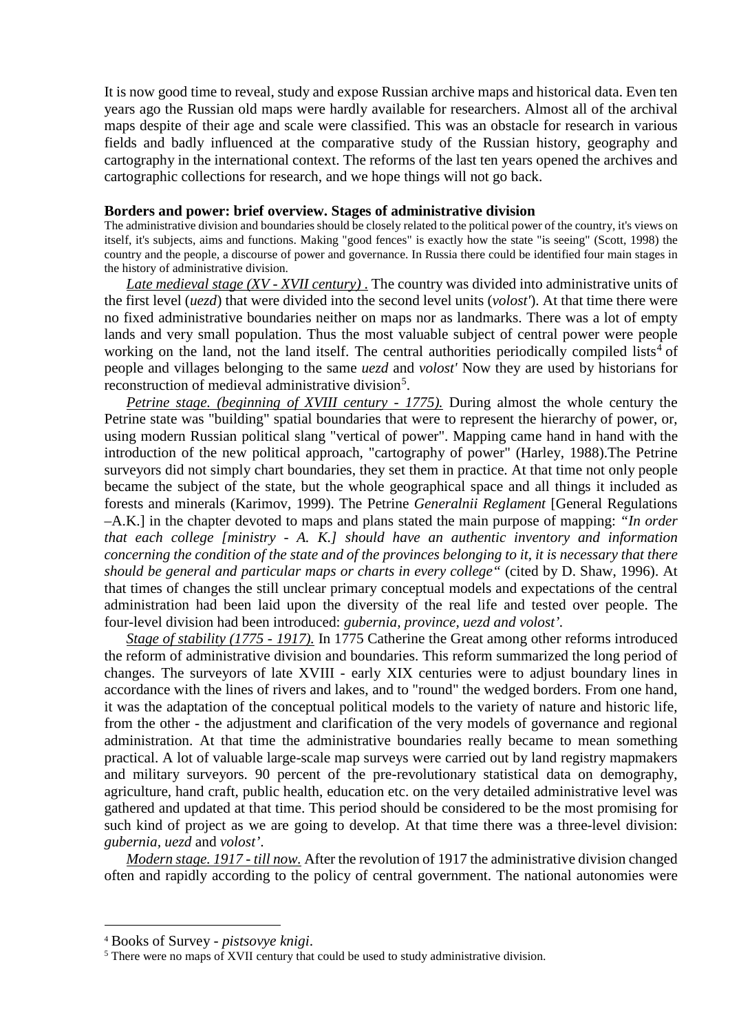It is now good time to reveal, study and expose Russian archive maps and historical data. Even ten years ago the Russian old maps were hardly available for researchers. Almost all of the archival maps despite of their age and scale were classified. This was an obstacle for research in various fields and badly influenced at the comparative study of the Russian history, geography and cartography in the international context. The reforms of the last ten years opened the archives and cartographic collections for research, and we hope things will not go back.

**Borders and power: brief overview. Stages of administrative division**

The administrative division and boundaries should be closely related to the political power of the country, it's views on itself, it's subjects, aims and functions. Making "good fences" is exactly how the state "is seeing" (Scott, 1998) the country and the people, a discourse of power and governance. In Russia there could be identified four main stages in the history of administrative division.

*Late medieval stage (XV - XVII century) .* The country was divided into administrative units of the first level (*uezd*) that were divided into the second level units (*volost'*). At that time there were no fixed administrative boundaries neither on maps nor as landmarks. There was a lot of empty lands and very small population. Thus the most valuable subject of central power were people working on the land, not the land itself. The central authorities periodically compiled lists[4] of people and villages belonging to the same *uezd* and *volost'* Now they are used by historians for reconstruction of medieval administrative division[5].

*Petrine stage. (beginning of XVIII century - 1775).* During almost the whole century the Petrine state was "building" spatial boundaries that were to represent the hierarchy of power, or, using modern Russian political slang "vertical of power". Mapping came hand in hand with the introduction of the new political approach, "cartography of power" (Harley, 1988).The Petrine surveyors did not simply chart boundaries, they set them in practice. At that time not only people became the subject of the state, but the whole geographical space and all things it included as forests and minerals (Karimov, 1999). The Petrine *Generalnii Reglament* [General Regulations –A.K.] in the chapter devoted to maps and plans stated the main purpose of mapping: *"In order that each college [ministry - A. K.] should have an authentic inventory and information concerning the condition of the state and of the provinces belonging to it, it is necessary that there should be general and particular maps or charts in every college"* (cited by D. Shaw, 1996). At that times of changes the still unclear primary conceptual models and expectations of the central administration had been laid upon the diversity of the real life and tested over people. The four-level division had been introduced: *gubernia, province, uezd and volost'.*

*Stage of stability (1775 - 1917).* In 1775 Catherine the Great among other reforms introduced the reform of administrative division and boundaries. This reform summarized the long period of changes. The surveyors of late XVIII - early XIX centuries were to adjust boundary lines in accordance with the lines of rivers and lakes, and to "round" the wedged borders. From one hand, it was the adaptation of the conceptual political models to the variety of nature and historic life, from the other - the adjustment and clarification of the very models of governance and regional administration. At that time the administrative boundaries really became to mean something practical. A lot of valuable large-scale map surveys were carried out by land registry mapmakers and military surveyors. 90 percent of the pre-revolutionary statistical data on demography, agriculture, hand craft, public health, education etc. on the very detailed administrative level was gathered and updated at that time. This period should be considered to be the most promising for such kind of project as we are going to develop. At that time there was a three-level division: *gubernia, uezd* and *volost'*.

*Modern stage. 1917 - till now.* After the revolution of 1917 the administrative division changed often and rapidly according to the policy of central government. The national autonomies were

---

[4] Books of Survey - *pistsovye knigi*.

[5] There were no maps of XVII century that could be used to study administrative division.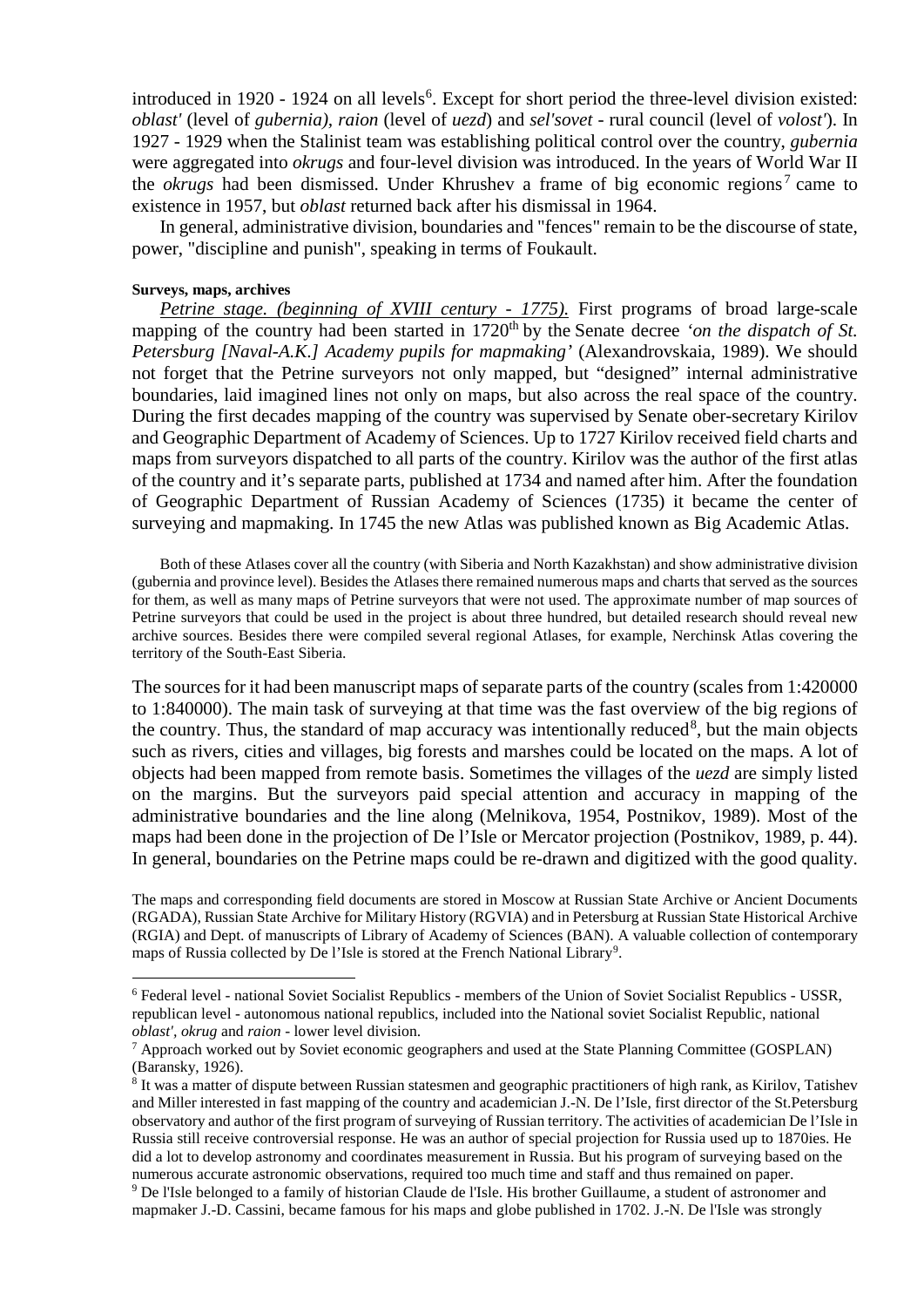introduced in 1920 - 1924 on all levels[6]. Except for short period the three-level division existed: *oblast'* (level of *gubernia), raion* (level of *uezd*) and *sel'sovet* - rural council (level of *volost'*). In 1927 - 1929 when the Stalinist team was establishing political control over the country, *gubernia* were aggregated into *okrugs* and four-level division was introduced. In the years of World War II the *okrugs* had been dismissed. Under Khrushev a frame of big economic regions[7] came to existence in 1957, but *oblast* returned back after his dismissal in 1964.

In general, administrative division, boundaries and "fences" remain to be the discourse of state, power, "discipline and punish", speaking in terms of Foukault.

**Surveys, maps, archives**

*Petrine stage. (beginning of XVIII century - 1775).* First programs of broad large-scale mapping of the country had been started in 1720th by the Senate decree *'on the dispatch of St. Petersburg [Naval-A.K.] Academy pupils for mapmaking'* (Alexandrovskaia, 1989). We should not forget that the Petrine surveyors not only mapped, but "designed" internal administrative boundaries, laid imagined lines not only on maps, but also across the real space of the country. During the first decades mapping of the country was supervised by Senate ober-secretary Kirilov and Geographic Department of Academy of Sciences. Up to 1727 Kirilov received field charts and maps from surveyors dispatched to all parts of the country. Kirilov was the author of the first atlas of the country and it's separate parts, published at 1734 and named after him. After the foundation of Geographic Department of Russian Academy of Sciences (1735) it became the center of surveying and mapmaking. In 1745 the new Atlas was published known as Big Academic Atlas.

Both of these Atlases cover all the country (with Siberia and North Kazakhstan) and show administrative division (gubernia and province level). Besides the Atlases there remained numerous maps and charts that served as the sources for them, as well as many maps of Petrine surveyors that were not used. The approximate number of map sources of Petrine surveyors that could be used in the project is about three hundred, but detailed research should reveal new archive sources. Besides there were compiled several regional Atlases, for example, Nerchinsk Atlas covering the territory of the South-East Siberia.

The sources for it had been manuscript maps of separate parts of the country (scales from 1:420000 to 1:840000). The main task of surveying at that time was the fast overview of the big regions of the country. Thus, the standard of map accuracy was intentionally reduced[8], but the main objects such as rivers, cities and villages, big forests and marshes could be located on the maps. A lot of objects had been mapped from remote basis. Sometimes the villages of the *uezd* are simply listed on the margins. But the surveyors paid special attention and accuracy in mapping of the administrative boundaries and the line along (Melnikova, 1954, Postnikov, 1989). Most of the maps had been done in the projection of De l'Isle or Mercator projection (Postnikov, 1989, p. 44). In general, boundaries on the Petrine maps could be re-drawn and digitized with the good quality.

The maps and corresponding field documents are stored in Moscow at Russian State Archive or Ancient Documents (RGADA), Russian State Archive for Military History (RGVIA) and in Petersburg at Russian State Historical Archive (RGIA) and Dept. of manuscripts of Library of Academy of Sciences (BAN). A valuable collection of contemporary maps of Russia collected by De l'Isle is stored at the French National Library[9].

---

[6] Federal level - national Soviet Socialist Republics - members of the Union of Soviet Socialist Republics - USSR, republican level - autonomous national republics, included into the National soviet Socialist Republic, national *oblast', okrug* and *raion* - lower level division.

[7] Approach worked out by Soviet economic geographers and used at the State Planning Committee (GOSPLAN) (Baransky, 1926).

[8] It was a matter of dispute between Russian statesmen and geographic practitioners of high rank, as Kirilov, Tatishev and Miller interested in fast mapping of the country and academician J.-N. De l'Isle, first director of the St.Petersburg observatory and author of the first program of surveying of Russian territory. The activities of academician De l'Isle in Russia still receive controversial response. He was an author of special projection for Russia used up to 1870ies. He did a lot to develop astronomy and coordinates measurement in Russia. But his program of surveying based on the numerous accurate astronomic observations, required too much time and staff and thus remained on paper.

[9] De l'Isle belonged to a family of historian Claude de l'Isle. His brother Guillaume, a student of astronomer and mapmaker J.-D. Cassini, became famous for his maps and globe published in 1702. J.-N. De l'Isle was strongly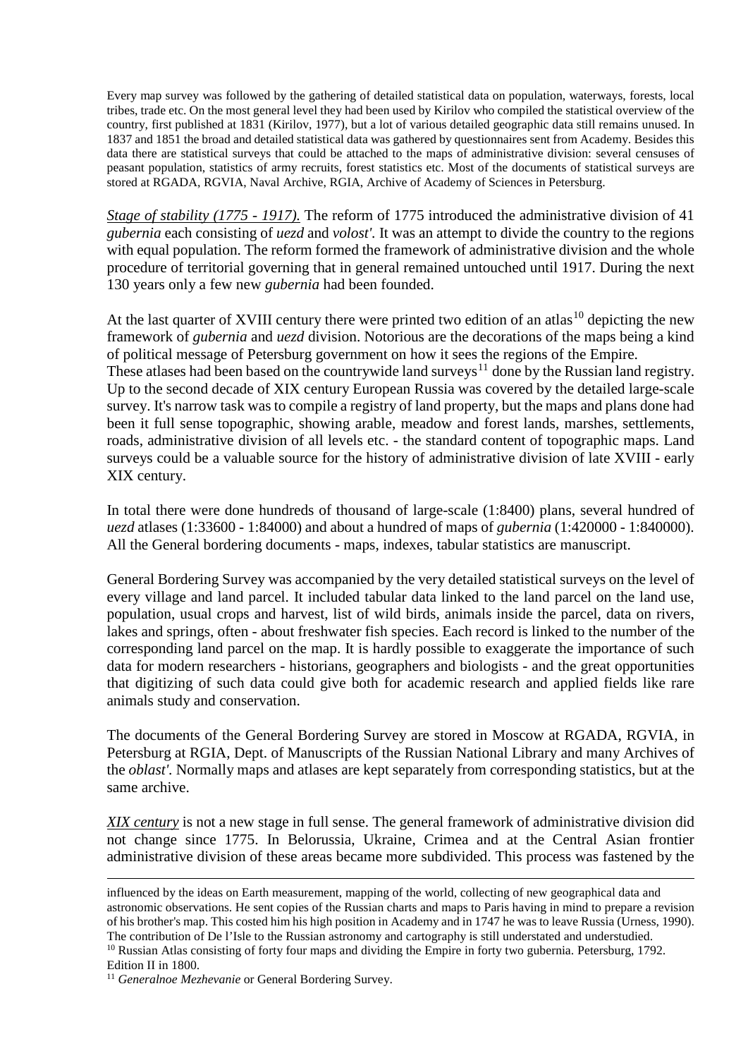Every map survey was followed by the gathering of detailed statistical data on population, waterways, forests, local tribes, trade etc. On the most general level they had been used by Kirilov who compiled the statistical overview of the country, first published at 1831 (Kirilov, 1977), but a lot of various detailed geographic data still remains unused. In 1837 and 1851 the broad and detailed statistical data was gathered by questionnaires sent from Academy. Besides this data there are statistical surveys that could be attached to the maps of administrative division: several censuses of peasant population, statistics of army recruits, forest statistics etc. Most of the documents of statistical surveys are stored at RGADA, RGVIA, Naval Archive, RGIA, Archive of Academy of Sciences in Petersburg.

*Stage of stability (1775 - 1917).* The reform of 1775 introduced the administrative division of 41 *gubernia* each consisting of *uezd* and *volost'*. It was an attempt to divide the country to the regions with equal population. The reform formed the framework of administrative division and the whole procedure of territorial governing that in general remained untouched until 1917. During the next 130 years only a few new *gubernia* had been founded.

At the last quarter of XVIII century there were printed two edition of an atlas[10] depicting the new framework of *gubernia* and *uezd* division. Notorious are the decorations of the maps being a kind of political message of Petersburg government on how it sees the regions of the Empire.
These atlases had been based on the countrywide land surveys[11] done by the Russian land registry. Up to the second decade of XIX century European Russia was covered by the detailed large-scale survey. It's narrow task was to compile a registry of land property, but the maps and plans done had been it full sense topographic, showing arable, meadow and forest lands, marshes, settlements, roads, administrative division of all levels etc. - the standard content of topographic maps. Land surveys could be a valuable source for the history of administrative division of late XVIII - early XIX century.

In total there were done hundreds of thousand of large-scale (1:8400) plans, several hundred of *uezd* atlases (1:33600 - 1:84000) and about a hundred of maps of *gubernia* (1:420000 - 1:840000). All the General bordering documents - maps, indexes, tabular statistics are manuscript.

General Bordering Survey was accompanied by the very detailed statistical surveys on the level of every village and land parcel. It included tabular data linked to the land parcel on the land use, population, usual crops and harvest, list of wild birds, animals inside the parcel, data on rivers, lakes and springs, often - about freshwater fish species. Each record is linked to the number of the corresponding land parcel on the map. It is hardly possible to exaggerate the importance of such data for modern researchers - historians, geographers and biologists - and the great opportunities that digitizing of such data could give both for academic research and applied fields like rare animals study and conservation.

The documents of the General Bordering Survey are stored in Moscow at RGADA, RGVIA, in Petersburg at RGIA, Dept. of Manuscripts of the Russian National Library and many Archives of the *oblast'*. Normally maps and atlases are kept separately from corresponding statistics, but at the same archive.

*XIX century* is not a new stage in full sense. The general framework of administrative division did not change since 1775. In Belorussia, Ukraine, Crimea and at the Central Asian frontier administrative division of these areas became more subdivided. This process was fastened by the

---

influenced by the ideas on Earth measurement, mapping of the world, collecting of new geographical data and astronomic observations. He sent copies of the Russian charts and maps to Paris having in mind to prepare a revision of his brother's map. This costed him his high position in Academy and in 1747 he was to leave Russia (Urness, 1990). The contribution of De l'Isle to the Russian astronomy and cartography is still understated and understudied.

[10] Russian Atlas consisting of forty four maps and dividing the Empire in forty two gubernia. Petersburg, 1792. Edition II in 1800.

[11] *Generalnoe Mezhevanie* or General Bordering Survey.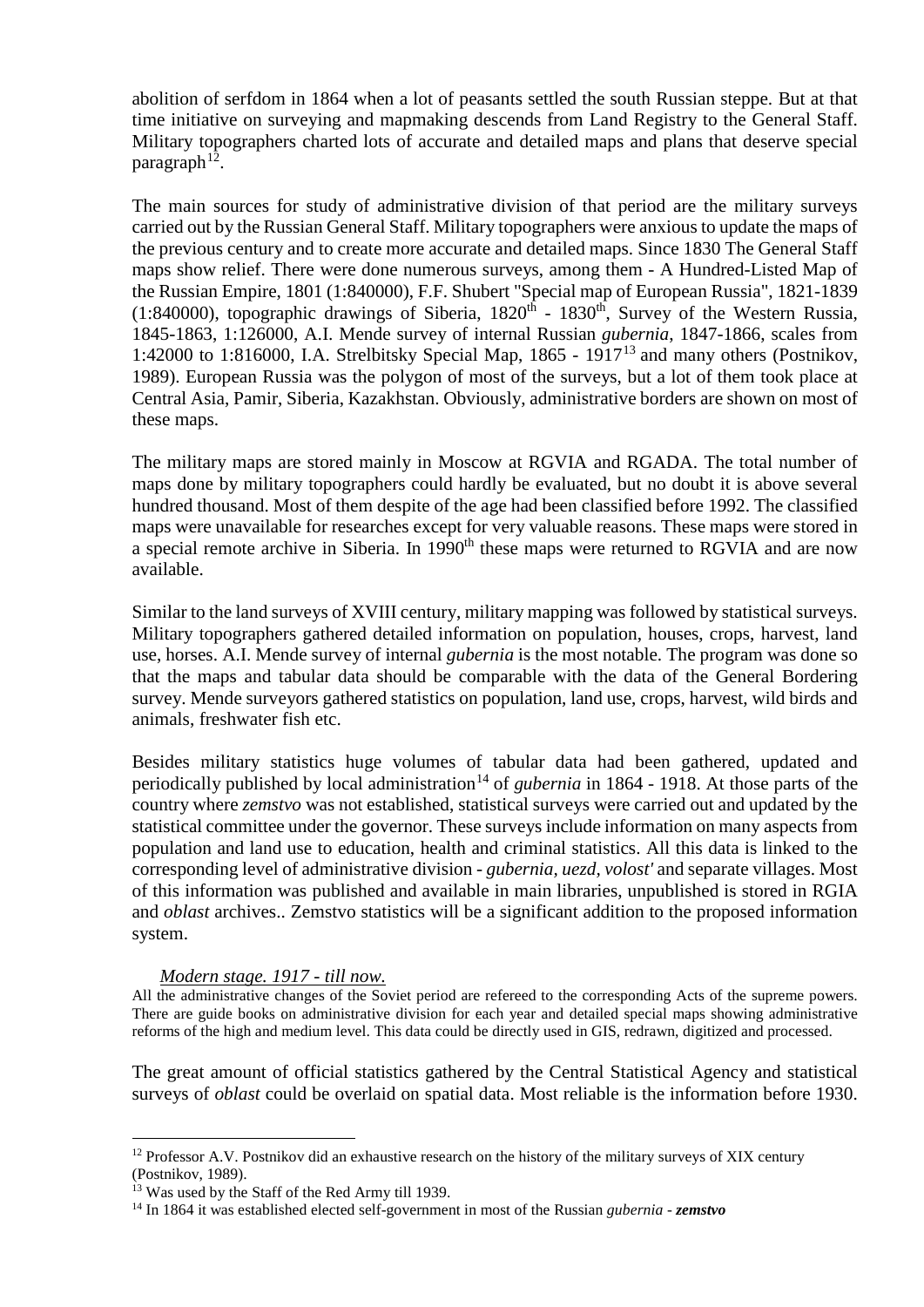abolition of serfdom in 1864 when a lot of peasants settled the south Russian steppe. But at that time initiative on surveying and mapmaking descends from Land Registry to the General Staff. Military topographers charted lots of accurate and detailed maps and plans that deserve special paragraph[12].

The main sources for study of administrative division of that period are the military surveys carried out by the Russian General Staff. Military topographers were anxious to update the maps of the previous century and to create more accurate and detailed maps. Since 1830 The General Staff maps show relief. There were done numerous surveys, among them - A Hundred-Listed Map of the Russian Empire, 1801 (1:840000), F.F. Shubert "Special map of European Russia", 1821-1839 (1:840000), topographic drawings of Siberia, 1820th - 1830th, Survey of the Western Russia, 1845-1863, 1:126000, A.I. Mende survey of internal Russian *gubernia*, 1847-1866, scales from 1:42000 to 1:816000, I.A. Strelbitsky Special Map, 1865 - 1917[13] and many others (Postnikov, 1989). European Russia was the polygon of most of the surveys, but a lot of them took place at Central Asia, Pamir, Siberia, Kazakhstan. Obviously, administrative borders are shown on most of these maps.

The military maps are stored mainly in Moscow at RGVIA and RGADA. The total number of maps done by military topographers could hardly be evaluated, but no doubt it is above several hundred thousand. Most of them despite of the age had been classified before 1992. The classified maps were unavailable for researches except for very valuable reasons. These maps were stored in a special remote archive in Siberia. In 1990th these maps were returned to RGVIA and are now available.

Similar to the land surveys of XVIII century, military mapping was followed by statistical surveys. Military topographers gathered detailed information on population, houses, crops, harvest, land use, horses. A.I. Mende survey of internal *gubernia* is the most notable. The program was done so that the maps and tabular data should be comparable with the data of the General Bordering survey. Mende surveyors gathered statistics on population, land use, crops, harvest, wild birds and animals, freshwater fish etc.

Besides military statistics huge volumes of tabular data had been gathered, updated and periodically published by local administration[14] of *gubernia* in 1864 - 1918. At those parts of the country where *zemstvo* was not established, statistical surveys were carried out and updated by the statistical committee under the governor. These surveys include information on many aspects from population and land use to education, health and criminal statistics. All this data is linked to the corresponding level of administrative division - *gubernia, uezd, volost'* and separate villages. Most of this information was published and available in main libraries, unpublished is stored in RGIA and *oblast* archives.. Zemstvo statistics will be a significant addition to the proposed information system.

*Modern stage. 1917 - till now.*

All the administrative changes of the Soviet period are refereed to the corresponding Acts of the supreme powers. There are guide books on administrative division for each year and detailed special maps showing administrative reforms of the high and medium level. This data could be directly used in GIS, redrawn, digitized and processed.

The great amount of official statistics gathered by the Central Statistical Agency and statistical surveys of *oblast* could be overlaid on spatial data. Most reliable is the information before 1930.

[12] Professor A.V. Postnikov did an exhaustive research on the history of the military surveys of XIX century (Postnikov, 1989).

[13] Was used by the Staff of the Red Army till 1939.

[14] In 1864 it was established elected self-government in most of the Russian *gubernia* - ***zemstvo***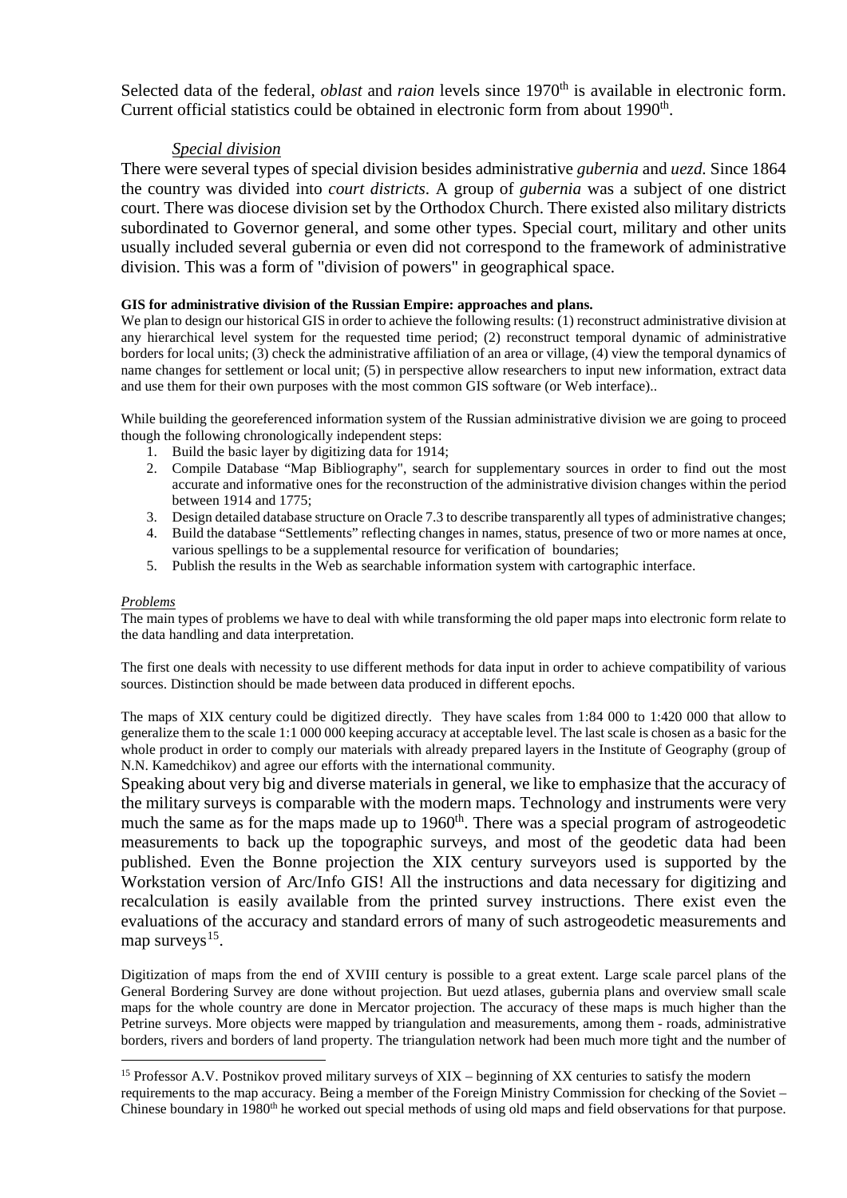Selected data of the federal, *oblast* and *raion* levels since 1970[th] is available in electronic form. Current official statistics could be obtained in electronic form from about 1990[th].

*Special division*

There were several types of special division besides administrative *gubernia* and *uezd.* Since 1864 the country was divided into *court districts*. A group of *gubernia* was a subject of one district court. There was diocese division set by the Orthodox Church. There existed also military districts subordinated to Governor general, and some other types. Special court, military and other units usually included several gubernia or even did not correspond to the framework of administrative division. This was a form of "division of powers" in geographical space.

**GIS for administrative division of the Russian Empire: approaches and plans.**

We plan to design our historical GIS in order to achieve the following results: (1) reconstruct administrative division at any hierarchical level system for the requested time period; (2) reconstruct temporal dynamic of administrative borders for local units; (3) check the administrative affiliation of an area or village, (4) view the temporal dynamics of name changes for settlement or local unit; (5) in perspective allow researchers to input new information, extract data and use them for their own purposes with the most common GIS software (or Web interface)..

While building the georeferenced information system of the Russian administrative division we are going to proceed though the following chronologically independent steps:

1. Build the basic layer by digitizing data for 1914;
2. Compile Database "Map Bibliography", search for supplementary sources in order to find out the most accurate and informative ones for the reconstruction of the administrative division changes within the period between 1914 and 1775;
3. Design detailed database structure on Oracle 7.3 to describe transparently all types of administrative changes;
4. Build the database "Settlements" reflecting changes in names, status, presence of two or more names at once, various spellings to be a supplemental resource for verification of boundaries;
5. Publish the results in the Web as searchable information system with cartographic interface.

*Problems*

The main types of problems we have to deal with while transforming the old paper maps into electronic form relate to the data handling and data interpretation.

The first one deals with necessity to use different methods for data input in order to achieve compatibility of various sources. Distinction should be made between data produced in different epochs.

The maps of XIX century could be digitized directly. They have scales from 1:84 000 to 1:420 000 that allow to generalize them to the scale 1:1 000 000 keeping accuracy at acceptable level. The last scale is chosen as a basic for the whole product in order to comply our materials with already prepared layers in the Institute of Geography (group of N.N. Kamedchikov) and agree our efforts with the international community.

Speaking about very big and diverse materials in general, we like to emphasize that the accuracy of the military surveys is comparable with the modern maps. Technology and instruments were very much the same as for the maps made up to 1960[th]. There was a special program of astrogeodetic measurements to back up the topographic surveys, and most of the geodetic data had been published. Even the Bonne projection the XIX century surveyors used is supported by the Workstation version of Arc/Info GIS! All the instructions and data necessary for digitizing and recalculation is easily available from the printed survey instructions. There exist even the evaluations of the accuracy and standard errors of many of such astrogeodetic measurements and map surveys[15].

Digitization of maps from the end of XVIII century is possible to a great extent. Large scale parcel plans of the General Bordering Survey are done without projection. But uezd atlases, gubernia plans and overview small scale maps for the whole country are done in Mercator projection. The accuracy of these maps is much higher than the Petrine surveys. More objects were mapped by triangulation and measurements, among them - roads, administrative borders, rivers and borders of land property. The triangulation network had been much more tight and the number of

---

[15] Professor A.V. Postnikov proved military surveys of XIX – beginning of XX centuries to satisfy the modern requirements to the map accuracy. Being a member of the Foreign Ministry Commission for checking of the Soviet – Chinese boundary in 1980[th] he worked out special methods of using old maps and field observations for that purpose.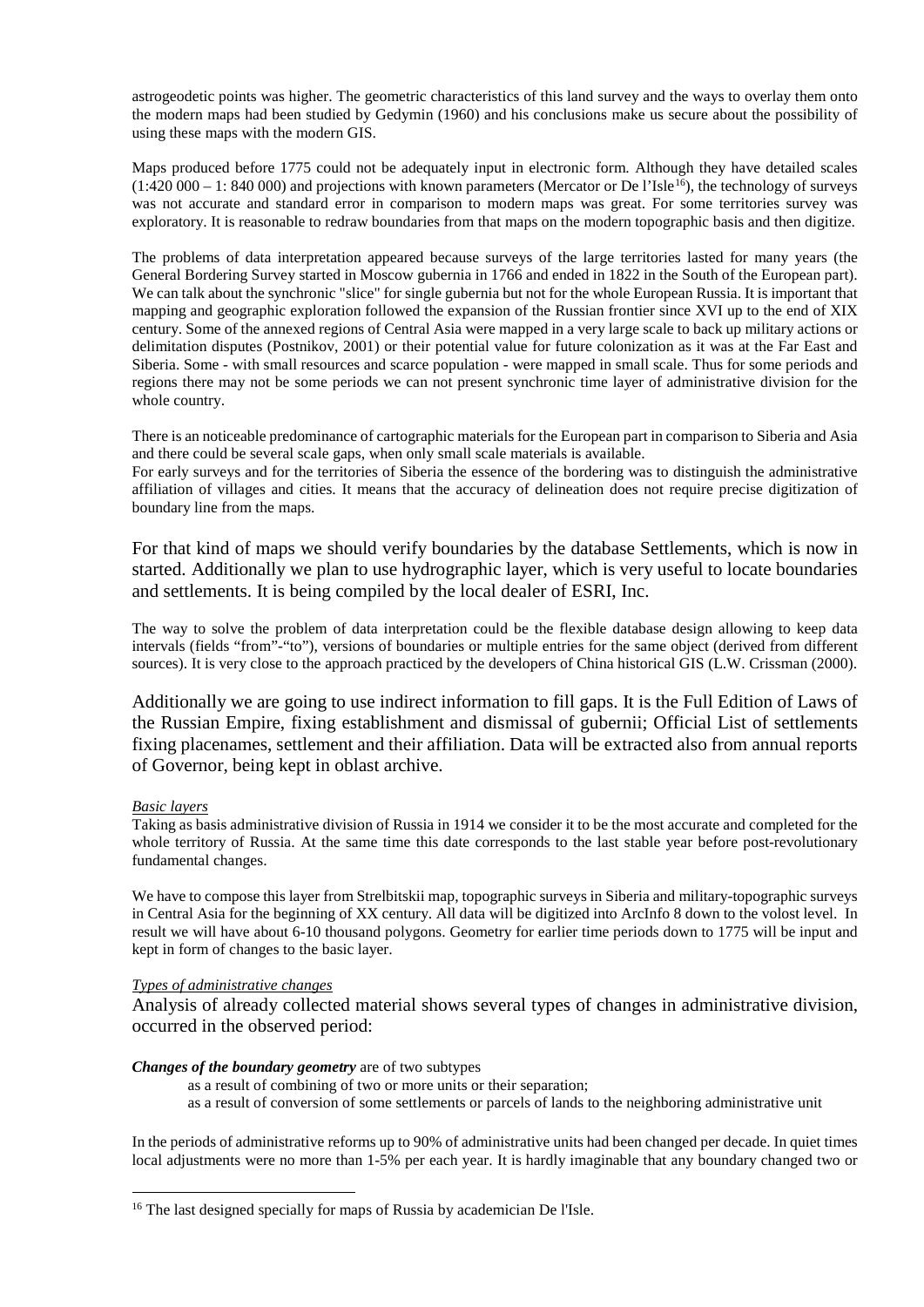astrogeodetic points was higher. The geometric characteristics of this land survey and the ways to overlay them onto the modern maps had been studied by Gedymin (1960) and his conclusions make us secure about the possibility of using these maps with the modern GIS.

Maps produced before 1775 could not be adequately input in electronic form. Although they have detailed scales (1:420 000 – 1: 840 000) and projections with known parameters (Mercator or De l'Isle[16]), the technology of surveys was not accurate and standard error in comparison to modern maps was great. For some territories survey was exploratory. It is reasonable to redraw boundaries from that maps on the modern topographic basis and then digitize.

The problems of data interpretation appeared because surveys of the large territories lasted for many years (the General Bordering Survey started in Moscow gubernia in 1766 and ended in 1822 in the South of the European part). We can talk about the synchronic "slice" for single gubernia but not for the whole European Russia. It is important that mapping and geographic exploration followed the expansion of the Russian frontier since XVI up to the end of XIX century. Some of the annexed regions of Central Asia were mapped in a very large scale to back up military actions or delimitation disputes (Postnikov, 2001) or their potential value for future colonization as it was at the Far East and Siberia. Some - with small resources and scarce population - were mapped in small scale. Thus for some periods and regions there may not be some periods we can not present synchronic time layer of administrative division for the whole country.

There is an noticeable predominance of cartographic materials for the European part in comparison to Siberia and Asia and there could be several scale gaps, when only small scale materials is available.

For early surveys and for the territories of Siberia the essence of the bordering was to distinguish the administrative affiliation of villages and cities. It means that the accuracy of delineation does not require precise digitization of boundary line from the maps.

For that kind of maps we should verify boundaries by the database Settlements, which is now in started. Additionally we plan to use hydrographic layer, which is very useful to locate boundaries and settlements. It is being compiled by the local dealer of ESRI, Inc.

The way to solve the problem of data interpretation could be the flexible database design allowing to keep data intervals (fields "from"-"to"), versions of boundaries or multiple entries for the same object (derived from different sources). It is very close to the approach practiced by the developers of China historical GIS (L.W. Crissman (2000).

Additionally we are going to use indirect information to fill gaps. It is the Full Edition of Laws of the Russian Empire, fixing establishment and dismissal of gubernii; Official List of settlements fixing placenames, settlement and their affiliation. Data will be extracted also from annual reports of Governor, being kept in oblast archive.

*Basic layers*

Taking as basis administrative division of Russia in 1914 we consider it to be the most accurate and completed for the whole territory of Russia. At the same time this date corresponds to the last stable year before post-revolutionary fundamental changes.

We have to compose this layer from Strelbitskii map, topographic surveys in Siberia and military-topographic surveys in Central Asia for the beginning of XX century. All data will be digitized into ArcInfo 8 down to the volost level. In result we will have about 6-10 thousand polygons. Geometry for earlier time periods down to 1775 will be input and kept in form of changes to the basic layer.

*Types of administrative changes*

Analysis of already collected material shows several types of changes in administrative division, occurred in the observed period:

***Changes of the boundary geometry*** are of two subtypes

- as a result of combining of two or more units or their separation;
- as a result of conversion of some settlements or parcels of lands to the neighboring administrative unit

In the periods of administrative reforms up to 90% of administrative units had been changed per decade. In quiet times local adjustments were no more than 1-5% per each year. It is hardly imaginable that any boundary changed two or

[16] The last designed specially for maps of Russia by academician De l'Isle.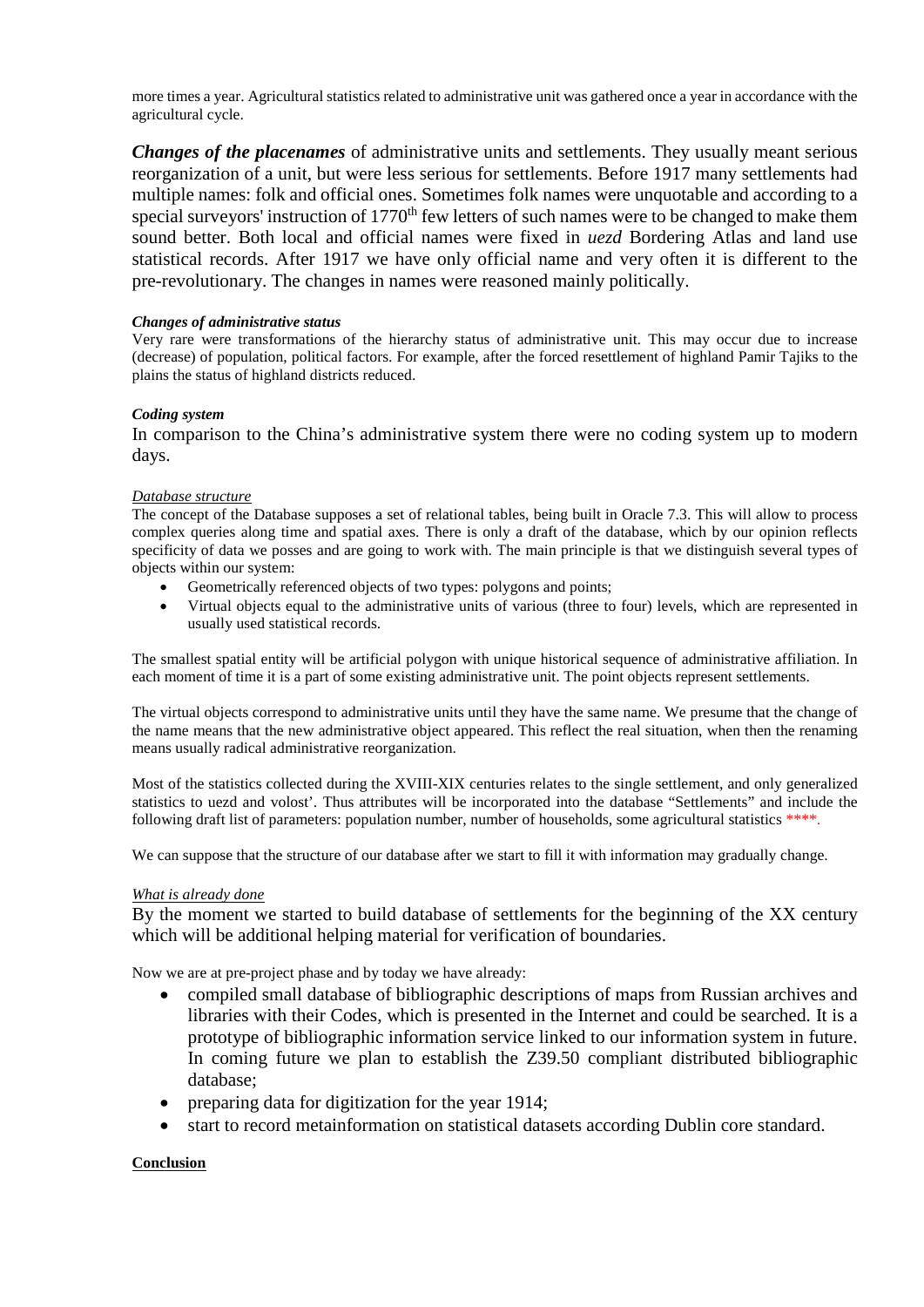more times a year. Agricultural statistics related to administrative unit was gathered once a year in accordance with the agricultural cycle.

***Changes of the placenames*** of administrative units and settlements. They usually meant serious reorganization of a unit, but were less serious for settlements. Before 1917 many settlements had multiple names: folk and official ones. Sometimes folk names were unquotable and according to a special surveyors' instruction of 1770[th] few letters of such names were to be changed to make them sound better. Both local and official names were fixed in *uezd* Bordering Atlas and land use statistical records. After 1917 we have only official name and very often it is different to the pre-revolutionary. The changes in names were reasoned mainly politically.

***Changes of administrative status***

Very rare were transformations of the hierarchy status of administrative unit. This may occur due to increase (decrease) of population, political factors. For example, after the forced resettlement of highland Pamir Tajiks to the plains the status of highland districts reduced.

***Coding system***

In comparison to the China's administrative system there were no coding system up to modern days.

*Database structure*

The concept of the Database supposes a set of relational tables, being built in Oracle 7.3. This will allow to process complex queries along time and spatial axes. There is only a draft of the database, which by our opinion reflects specificity of data we posses and are going to work with. The main principle is that we distinguish several types of objects within our system:

- Geometrically referenced objects of two types: polygons and points;
- Virtual objects equal to the administrative units of various (three to four) levels, which are represented in usually used statistical records.

The smallest spatial entity will be artificial polygon with unique historical sequence of administrative affiliation. In each moment of time it is a part of some existing administrative unit. The point objects represent settlements.

The virtual objects correspond to administrative units until they have the same name. We presume that the change of the name means that the new administrative object appeared. This reflect the real situation, when then the renaming means usually radical administrative reorganization.

Most of the statistics collected during the XVIII-XIX centuries relates to the single settlement, and only generalized statistics to uezd and volost'. Thus attributes will be incorporated into the database "Settlements" and include the following draft list of parameters: population number, number of households, some agricultural statistics ****.

We can suppose that the structure of our database after we start to fill it with information may gradually change.

*What is already done*

By the moment we started to build database of settlements for the beginning of the XX century which will be additional helping material for verification of boundaries.

Now we are at pre-project phase and by today we have already:

- compiled small database of bibliographic descriptions of maps from Russian archives and libraries with their Codes, which is presented in the Internet and could be searched. It is a prototype of bibliographic information service linked to our information system in future. In coming future we plan to establish the Z39.50 compliant distributed bibliographic database;
- preparing data for digitization for the year 1914;
- start to record metainformation on statistical datasets according Dublin core standard.

**Conclusion**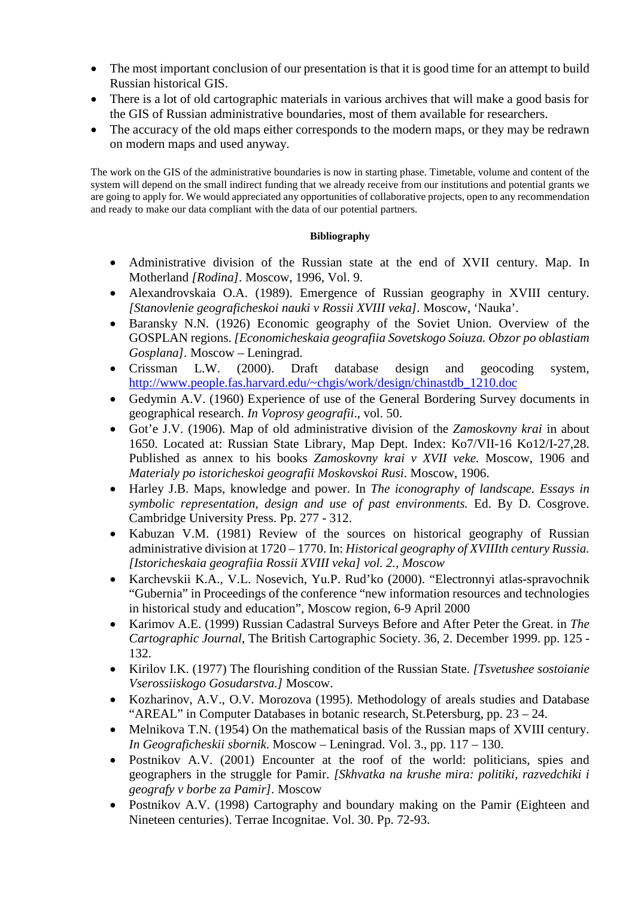- The most important conclusion of our presentation is that it is good time for an attempt to build Russian historical GIS.
- There is a lot of old cartographic materials in various archives that will make a good basis for the GIS of Russian administrative boundaries, most of them available for researchers.
- The accuracy of the old maps either corresponds to the modern maps, or they may be redrawn on modern maps and used anyway.

The work on the GIS of the administrative boundaries is now in starting phase. Timetable, volume and content of the system will depend on the small indirect funding that we already receive from our institutions and potential grants we are going to apply for. We would appreciated any opportunities of collaborative projects, open to any recommendation and ready to make our data compliant with the data of our potential partners.

**Bibliography**

- Administrative division of the Russian state at the end of XVII century. Map. In Motherland *[Rodina]*. Moscow, 1996, Vol. 9.
- Alexandrovskaia O.A. (1989). Emergence of Russian geography in XVIII century. *[Stanovlenie geograficheskoi nauki v Rossii XVIII veka]*. Moscow, 'Nauka'.
- Baransky N.N. (1926) Economic geography of the Soviet Union. Overview of the GOSPLAN regions. *[Economicheskaia geografiia Sovetskogo Soiuza. Obzor po oblastiam Gosplana]*. Moscow – Leningrad.
- Crissman L.W. (2000). Draft database design and geocoding system, http://www.people.fas.harvard.edu/~chgis/work/design/chinastdb_1210.doc
- Gedymin A.V. (1960) Experience of use of the General Bordering Survey documents in geographical research. *In Voprosy geografii*., vol. 50.
- Got'e J.V. (1906). Map of old administrative division of the *Zamoskovny krai* in about 1650. Located at: Russian State Library, Map Dept. Index: Ko7/VII-16 Ko12/I-27,28. Published as annex to his books *Zamoskovny krai v XVII veke.* Moscow, 1906 and *Materialy po istoricheskoi geografii Moskovskoi Rusi*. Moscow, 1906.
- Harley J.B. Maps, knowledge and power. In *The iconography of landscape. Essays in symbolic representation, design and use of past environments.* Ed. By D. Cosgrove. Cambridge University Press. Pp. 277 - 312.
- Kabuzan V.M. (1981) Review of the sources on historical geography of Russian administrative division at 1720 – 1770. In: *Historical geography of XVIIIth century Russia. [Istoricheskaia geografiia Rossii XVIII veka] vol. 2., Moscow*
- Karchevskii K.A., V.L. Nosevich, Yu.P. Rud'ko (2000). "Electronnyi atlas-spravochnik "Gubernia" in Proceedings of the conference "new information resources and technologies in historical study and education", Moscow region, 6-9 April 2000
- Karimov A.E. (1999) Russian Cadastral Surveys Before and After Peter the Great. in *The Cartographic Journal*, The British Cartographic Society. 36, 2. December 1999. pp. 125 - 132.
- Kirilov I.K. (1977) The flourishing condition of the Russian State. *[Tsvetushee sostoianie Vserossiiskogo Gosudarstva.]* Moscow.
- Kozharinov, A.V., O.V. Morozova (1995). Methodology of areals studies and Database "AREAL" in Computer Databases in botanic research, St.Petersburg, pp. 23 – 24.
- Melnikova T.N. (1954) On the mathematical basis of the Russian maps of XVIII century. *In Geograficheskii sbornik.* Moscow – Leningrad. Vol. 3., pp. 117 – 130.
- Postnikov A.V. (2001) Encounter at the roof of the world: politicians, spies and geographers in the struggle for Pamir. *[Skhvatka na krushe mira: politiki, razvedchiki i geografy v borbe za Pamir]*. Moscow
- Postnikov A.V. (1998) Cartography and boundary making on the Pamir (Eighteen and Nineteen centuries). Terrae Incognitae. Vol. 30. Pp. 72-93.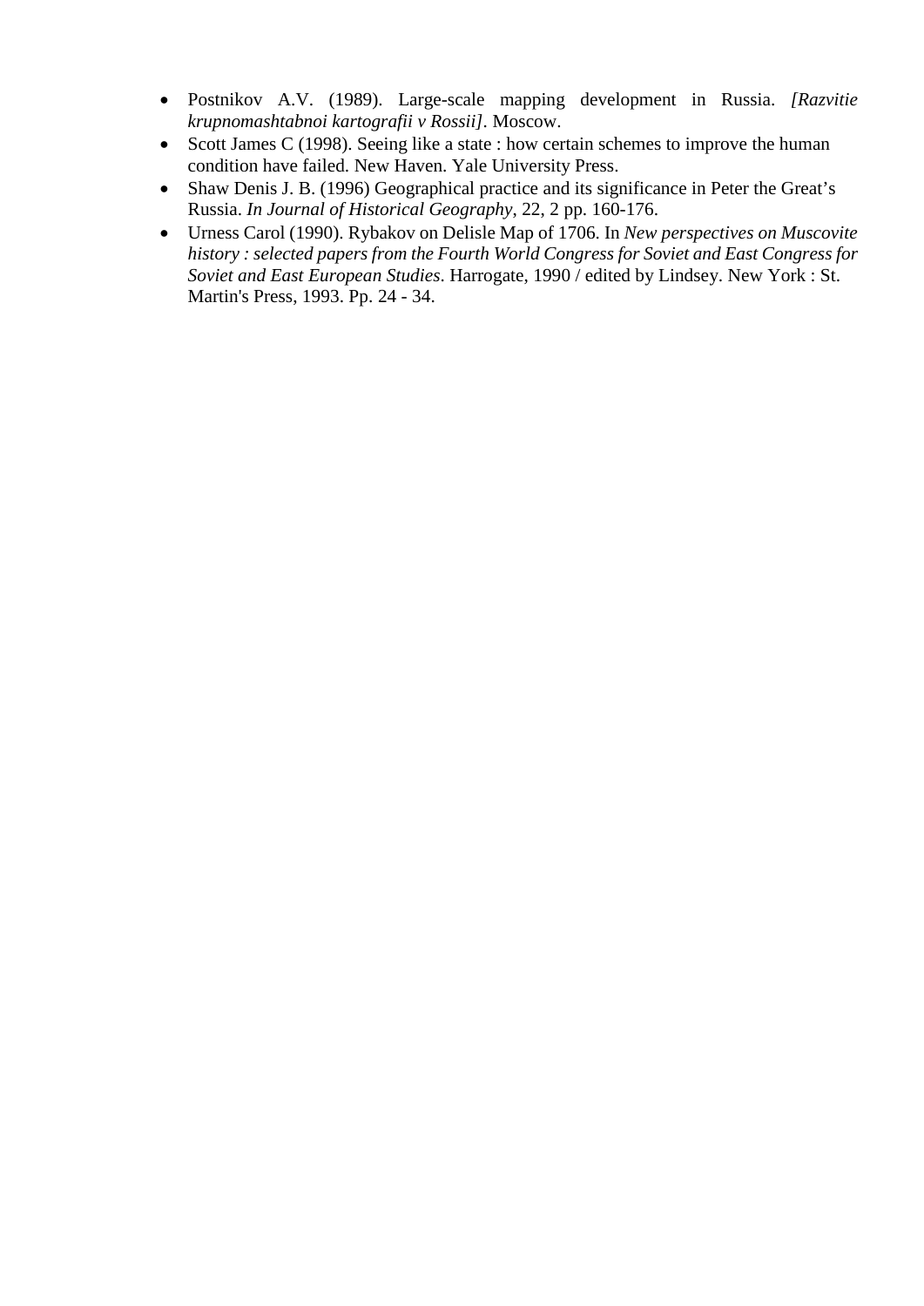- Postnikov A.V. (1989). Large-scale mapping development in Russia. *[Razvitie krupnomashtabnoi kartografii v Rossii]*. Moscow.
- Scott James C (1998). Seeing like a state : how certain schemes to improve the human condition have failed. New Haven. Yale University Press.
- Shaw Denis J. B. (1996) Geographical practice and its significance in Peter the Great's Russia. *In Journal of Historical Geography*, 22, 2 pp. 160-176.
- Urness Carol (1990). Rybakov on Delisle Map of 1706. In *New perspectives on Muscovite history : selected papers from the Fourth World Congress for Soviet and East Congress for Soviet and East European Studies*. Harrogate, 1990 / edited by Lindsey. New York : St. Martin's Press, 1993. Pp. 24 - 34.